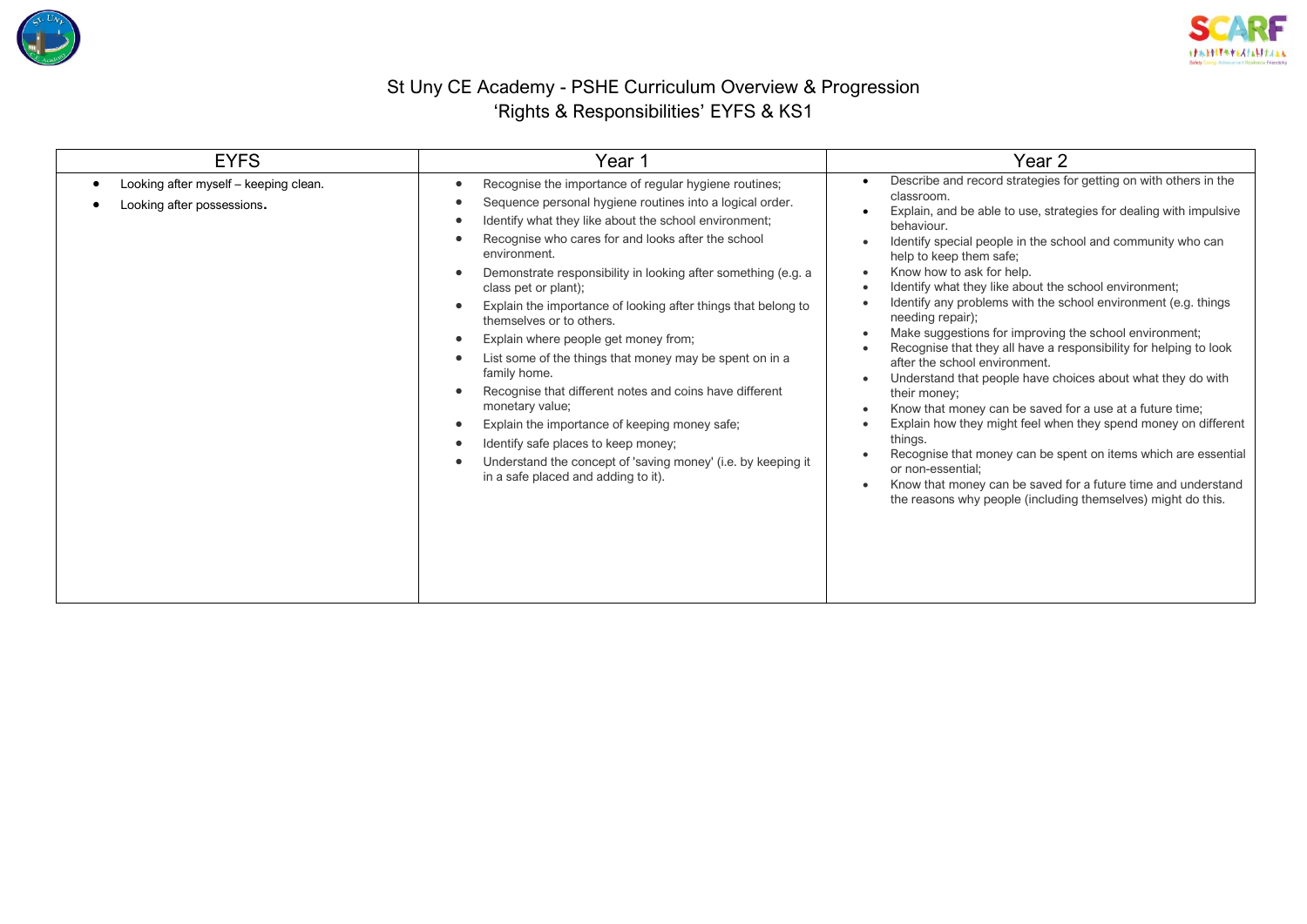# St Uny CE Academy - PSHE Curriculum Overview & Progression

## 'Rights & Responsibilities' EYFS & KS1

| EYFS | Year 1 | Year 2 |
|---|---|---|
| • Looking after myself – keeping clean.<br>• Looking after possessions. | • Recognise the importance of regular hygiene routines;<br>• Sequence personal hygiene routines into a logical order.<br>• Identify what they like about the school environment;<br>• Recognise who cares for and looks after the school environment.<br>• Demonstrate responsibility in looking after something (e.g. a class pet or plant);<br>• Explain the importance of looking after things that belong to themselves or to others.<br>• Explain where people get money from;<br>• List some of the things that money may be spent on in a family home.<br>• Recognise that different notes and coins have different monetary value;<br>• Explain the importance of keeping money safe;<br>• Identify safe places to keep money;<br>• Understand the concept of 'saving money' (i.e. by keeping it in a safe placed and adding to it). | • Describe and record strategies for getting on with others in the classroom.<br>• Explain, and be able to use, strategies for dealing with impulsive behaviour.<br>• Identify special people in the school and community who can help to keep them safe;<br>• Know how to ask for help.<br>• Identify what they like about the school environment;<br>• Identify any problems with the school environment (e.g. things needing repair);<br>• Make suggestions for improving the school environment;<br>• Recognise that they all have a responsibility for helping to look after the school environment.<br>• Understand that people have choices about what they do with their money;<br>• Know that money can be saved for a use at a future time;<br>• Explain how they might feel when they spend money on different things.<br>• Recognise that money can be spent on items which are essential or non-essential;<br>• Know that money can be saved for a future time and understand the reasons why people (including themselves) might do this. |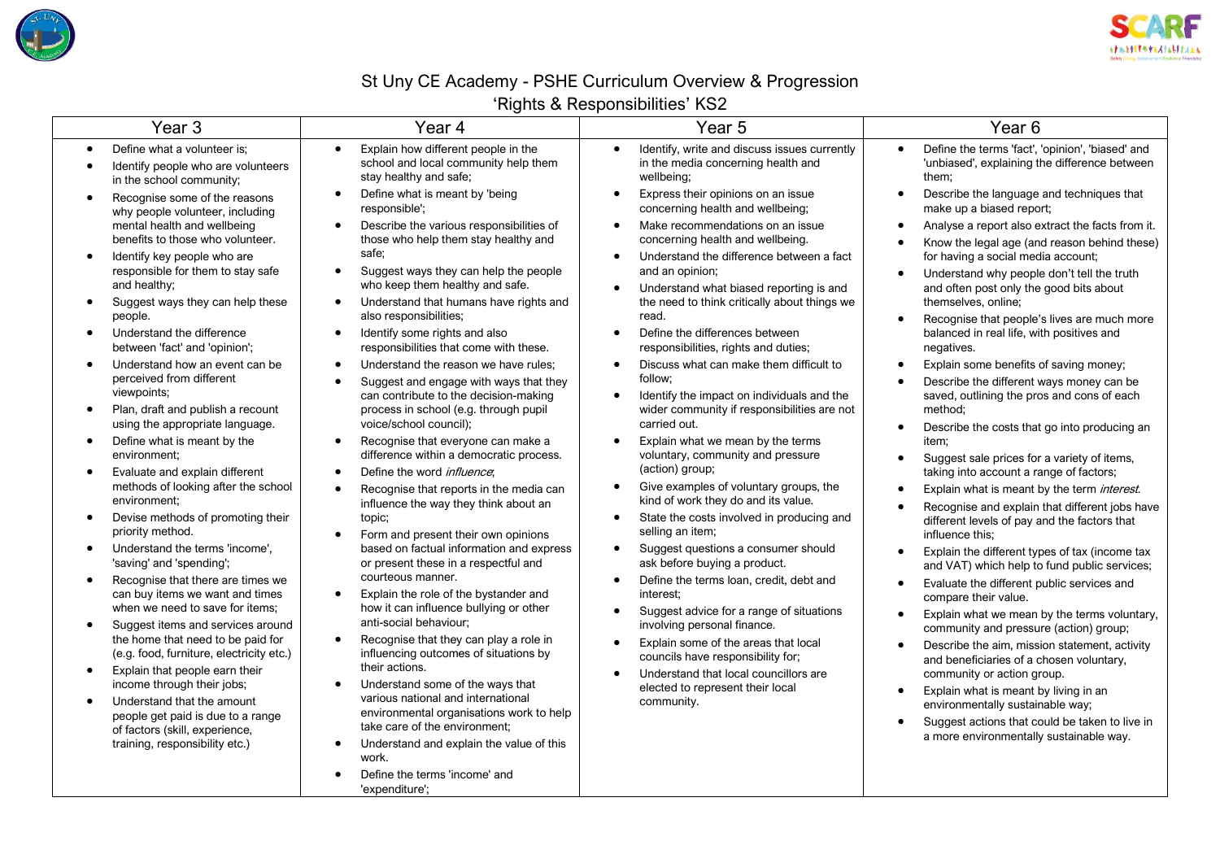# St Uny CE Academy - PSHE Curriculum Overview & Progression

## 'Rights & Responsibilities' KS2

| Year 3 | Year 4 | Year 5 | Year 6 |
|---|---|---|---|
| • Define what a volunteer is;<br>• Identify people who are volunteers in the school community;<br>• Recognise some of the reasons why people volunteer, including mental health and wellbeing benefits to those who volunteer.<br>• Identify key people who are responsible for them to stay safe and healthy;<br>• Suggest ways they can help these people.<br>• Understand the difference between 'fact' and 'opinion';<br>• Understand how an event can be perceived from different viewpoints;<br>• Plan, draft and publish a recount using the appropriate language.<br>• Define what is meant by the environment;<br>• Evaluate and explain different methods of looking after the school environment;<br>• Devise methods of promoting their priority method.<br>• Understand the terms 'income', 'saving' and 'spending';<br>• Recognise that there are times we can buy items we want and times when we need to save for items;<br>• Suggest items and services around the home that need to be paid for (e.g. food, furniture, electricity etc.)<br>• Explain that people earn their income through their jobs;<br>• Understand that the amount people get paid is due to a range of factors (skill, experience, training, responsibility etc.) | • Explain how different people in the school and local community help them stay healthy and safe;<br>• Define what is meant by 'being responsible';<br>• Describe the various responsibilities of those who help them stay healthy and safe;<br>• Suggest ways they can help the people who keep them healthy and safe.<br>• Understand that humans have rights and also responsibilities;<br>• Identify some rights and also responsibilities that come with these.<br>• Understand the reason we have rules;<br>• Suggest and engage with ways that they can contribute to the decision-making process in school (e.g. through pupil voice/school council);<br>• Recognise that everyone can make a difference within a democratic process.<br>• Define the word *influence*;<br>• Recognise that reports in the media can influence the way they think about an topic;<br>• Form and present their own opinions based on factual information and express or present these in a respectful and courteous manner.<br>• Explain the role of the bystander and how it can influence bullying or other anti-social behaviour;<br>• Recognise that they can play a role in influencing outcomes of situations by their actions.<br>• Understand some of the ways that various national and international environmental organisations work to help take care of the environment;<br>• Understand and explain the value of this work.<br>• Define the terms 'income' and 'expenditure'; | • Identify, write and discuss issues currently in the media concerning health and wellbeing;<br>• Express their opinions on an issue concerning health and wellbeing;<br>• Make recommendations on an issue concerning health and wellbeing.<br>• Understand the difference between a fact and an opinion;<br>• Understand what biased reporting is and the need to think critically about things we read.<br>• Define the differences between responsibilities, rights and duties;<br>• Discuss what can make them difficult to follow;<br>• Identify the impact on individuals and the wider community if responsibilities are not carried out.<br>• Explain what we mean by the terms voluntary, community and pressure (action) group;<br>• Give examples of voluntary groups, the kind of work they do and its value.<br>• State the costs involved in producing and selling an item;<br>• Suggest questions a consumer should ask before buying a product.<br>• Define the terms loan, credit, debt and interest;<br>• Suggest advice for a range of situations involving personal finance.<br>• Explain some of the areas that local councils have responsibility for;<br>• Understand that local councillors are elected to represent their local community. | • Define the terms 'fact', 'opinion', 'biased' and 'unbiased', explaining the difference between them;<br>• Describe the language and techniques that make up a biased report;<br>• Analyse a report also extract the facts from it.<br>• Know the legal age (and reason behind these) for having a social media account;<br>• Understand why people don't tell the truth and often post only the good bits about themselves, online;<br>• Recognise that people's lives are much more balanced in real life, with positives and negatives.<br>• Explain some benefits of saving money;<br>• Describe the different ways money can be saved, outlining the pros and cons of each method;<br>• Describe the costs that go into producing an item;<br>• Suggest sale prices for a variety of items, taking into account a range of factors;<br>• Explain what is meant by the term *interest*.<br>• Recognise and explain that different jobs have different levels of pay and the factors that influence this;<br>• Explain the different types of tax (income tax and VAT) which help to fund public services;<br>• Evaluate the different public services and compare their value.<br>• Explain what we mean by the terms voluntary, community and pressure (action) group;<br>• Describe the aim, mission statement, activity and beneficiaries of a chosen voluntary, community or action group.<br>• Explain what is meant by living in an environmentally sustainable way;<br>• Suggest actions that could be taken to live in a more environmentally sustainable way. |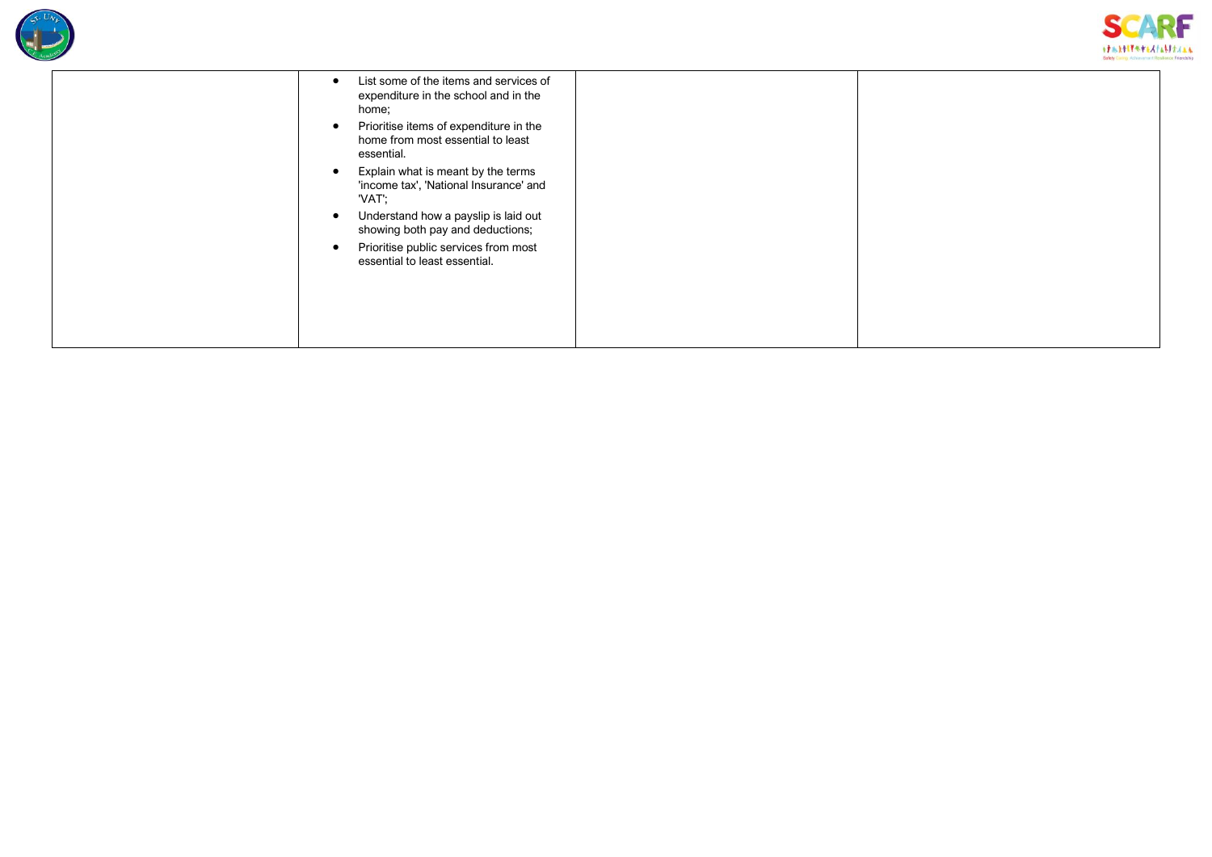| | | | |
|---|---|---|---|
| | • List some of the items and services of expenditure in the school and in the home;<br>• Prioritise items of expenditure in the home from most essential to least essential.<br>• Explain what is meant by the terms 'income tax', 'National Insurance' and 'VAT';<br>• Understand how a payslip is laid out showing both pay and deductions;<br>• Prioritise public services from most essential to least essential. | | |